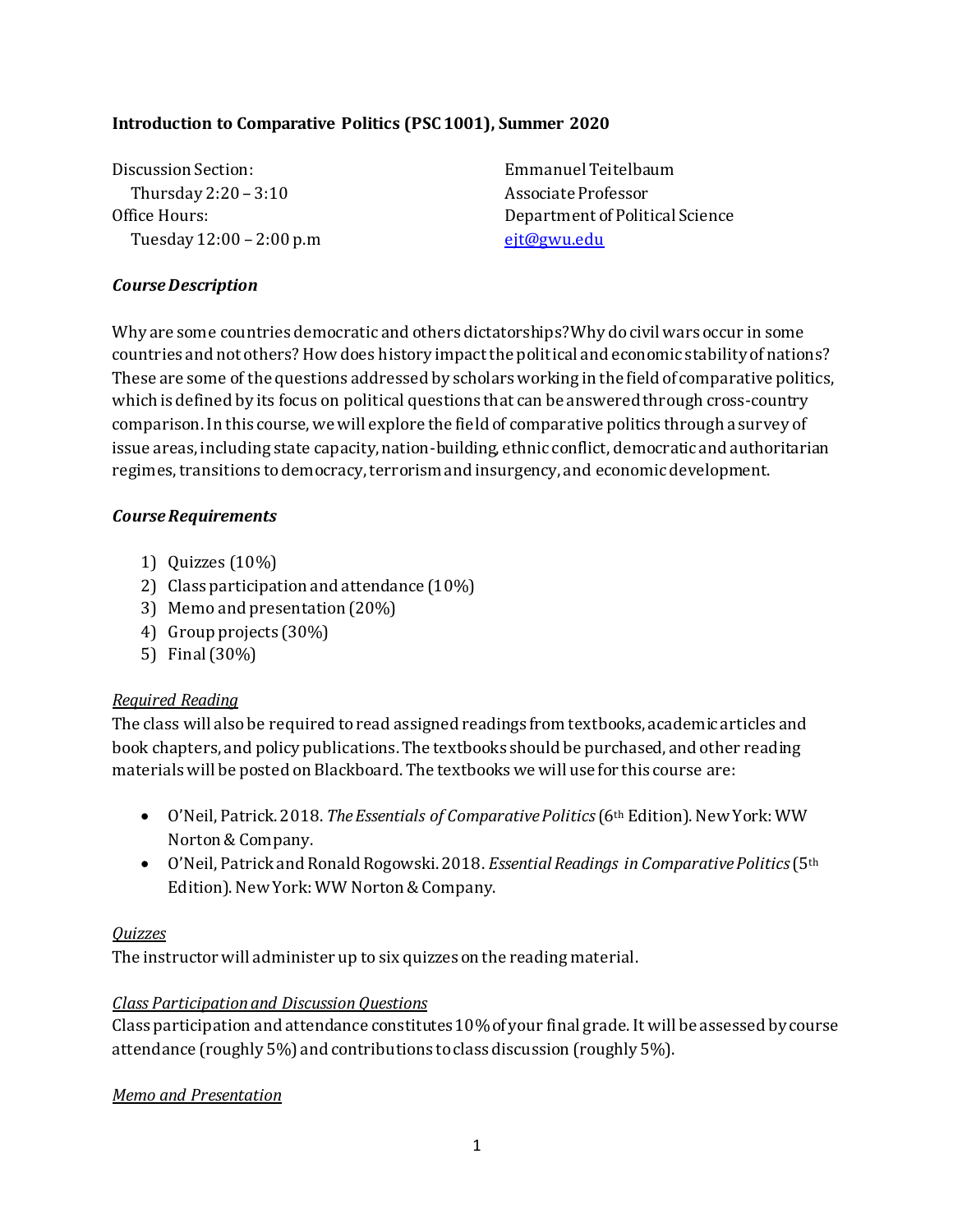**Introduction to Comparative Politics (PSC 1001), Summer 2020**

Discussion Section:
Thursday 2:20 – 3:10
Office Hours:
Tuesday 12:00 – 2:00 p.m

Emmanuel Teitelbaum
Associate Professor
Department of Political Science
ejt@gwu.edu

### *Course Description*

Why are some countries democratic and others dictatorships? Why do civil wars occur in some countries and not others? How does history impact the political and economic stability of nations? These are some of the questions addressed by scholars working in the field of comparative politics, which is defined by its focus on political questions that can be answered through cross-country comparison. In this course, we will explore the field of comparative politics through a survey of issue areas, including state capacity, nation-building, ethnic conflict, democratic and authoritarian regimes, transitions to democracy, terrorism and insurgency, and economic development.

### *Course Requirements*

1) Quizzes (10%)
2) Class participation and attendance (10%)
3) Memo and presentation (20%)
4) Group projects (30%)
5) Final (30%)

#### Required Reading

The class will also be required to read assigned readings from textbooks, academic articles and book chapters, and policy publications. The textbooks should be purchased, and other reading materials will be posted on Blackboard. The textbooks we will use for this course are:

- O'Neil, Patrick. 2018. *The Essentials of Comparative Politics* (6th Edition). New York: WW Norton & Company.
- O'Neil, Patrick and Ronald Rogowski. 2018. *Essential Readings in Comparative Politics* (5th Edition). New York: WW Norton & Company.

#### Quizzes

The instructor will administer up to six quizzes on the reading material.

#### Class Participation and Discussion Questions

Class participation and attendance constitutes 10% of your final grade. It will be assessed by course attendance (roughly 5%) and contributions to class discussion (roughly 5%).

#### Memo and Presentation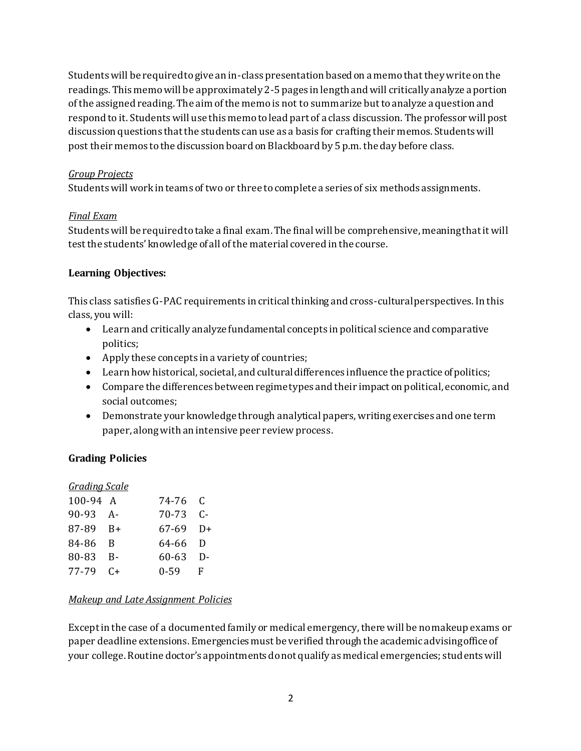Students will be required to give an in-class presentation based on a memo that they write on the readings. This memo will be approximately 2-5 pages in length and will critically analyze a portion of the assigned reading. The aim of the memo is not to summarize but to analyze a question and respond to it. Students will use this memo to lead part of a class discussion. The professor will post discussion questions that the students can use as a basis for crafting their memos. Students will post their memos to the discussion board on Blackboard by 5 p.m. the day before class.

*Group Projects*

Students will work in teams of two or three to complete a series of six methods assignments.

*Final Exam*

Students will be required to take a final exam. The final will be comprehensive, meaning that it will test the students' knowledge of all of the material covered in the course.

**Learning Objectives:**

This class satisfies G-PAC requirements in critical thinking and cross-cultural perspectives. In this class, you will:

- Learn and critically analyze fundamental concepts in political science and comparative politics;
- Apply these concepts in a variety of countries;
- Learn how historical, societal, and cultural differences influence the practice of politics;
- Compare the differences between regime types and their impact on political, economic, and social outcomes;
- Demonstrate your knowledge through analytical papers, writing exercises and one term paper, along with an intensive peer review process.

**Grading Policies**

*Grading Scale*

| | | | |
|---|---|---|---|
| 100-94 | A | 74-76 | C |
| 90-93 | A- | 70-73 | C- |
| 87-89 | B+ | 67-69 | D+ |
| 84-86 | B | 64-66 | D |
| 80-83 | B- | 60-63 | D- |
| 77-79 | C+ | 0-59 | F |

*Makeup and Late Assignment Policies*

Except in the case of a documented family or medical emergency, there will be no makeup exams or paper deadline extensions. Emergencies must be verified through the academic advising office of your college. Routine doctor's appointments do not qualify as medical emergencies; students will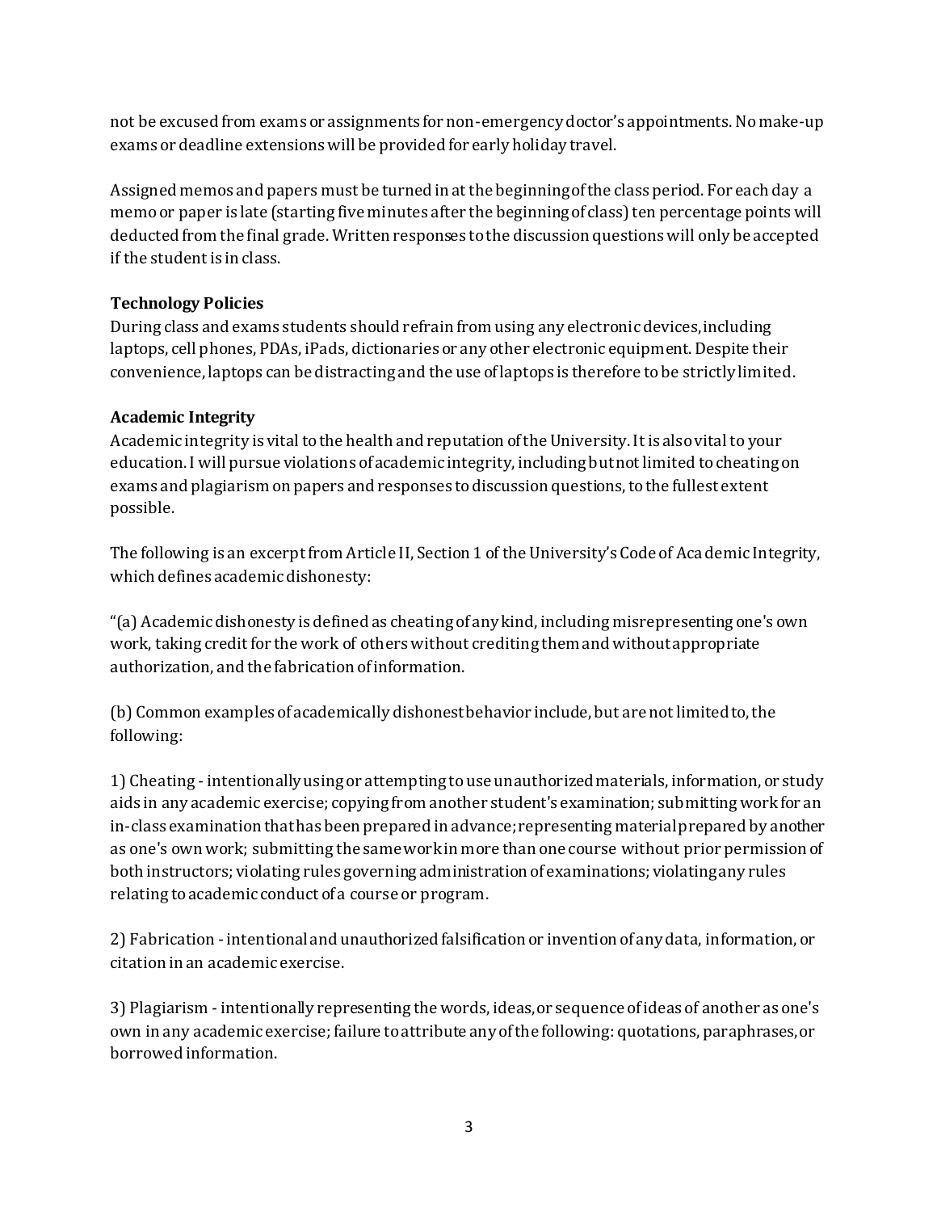not be excused from exams or assignments for non-emergency doctor's appointments. No make-up exams or deadline extensions will be provided for early holiday travel.

Assigned memos and papers must be turned in at the beginning of the class period. For each day a memo or paper is late (starting five minutes after the beginning of class) ten percentage points will deducted from the final grade. Written responses to the discussion questions will only be accepted if the student is in class.

**Technology Policies**

During class and exams students should refrain from using any electronic devices, including laptops, cell phones, PDAs, iPads, dictionaries or any other electronic equipment. Despite their convenience, laptops can be distracting and the use of laptops is therefore to be strictly limited.

**Academic Integrity**

Academic integrity is vital to the health and reputation of the University. It is also vital to your education. I will pursue violations of academic integrity, including but not limited to cheating on exams and plagiarism on papers and responses to discussion questions, to the fullest extent possible.

The following is an excerpt from Article II, Section 1 of the University's Code of Academic Integrity, which defines academic dishonesty:

"(a) Academic dishonesty is defined as cheating of any kind, including misrepresenting one's own work, taking credit for the work of others without crediting them and without appropriate authorization, and the fabrication of information.

(b) Common examples of academically dishonest behavior include, but are not limited to, the following:

1) Cheating - intentionally using or attempting to use unauthorized materials, information, or study aids in any academic exercise; copying from another student's examination; submitting work for an in-class examination that has been prepared in advance; representing material prepared by another as one's own work; submitting the same work in more than one course without prior permission of both instructors; violating rules governing administration of examinations; violating any rules relating to academic conduct of a course or program.

2) Fabrication - intentional and unauthorized falsification or invention of any data, information, or citation in an academic exercise.

3) Plagiarism - intentionally representing the words, ideas, or sequence of ideas of another as one's own in any academic exercise; failure to attribute any of the following: quotations, paraphrases, or borrowed information.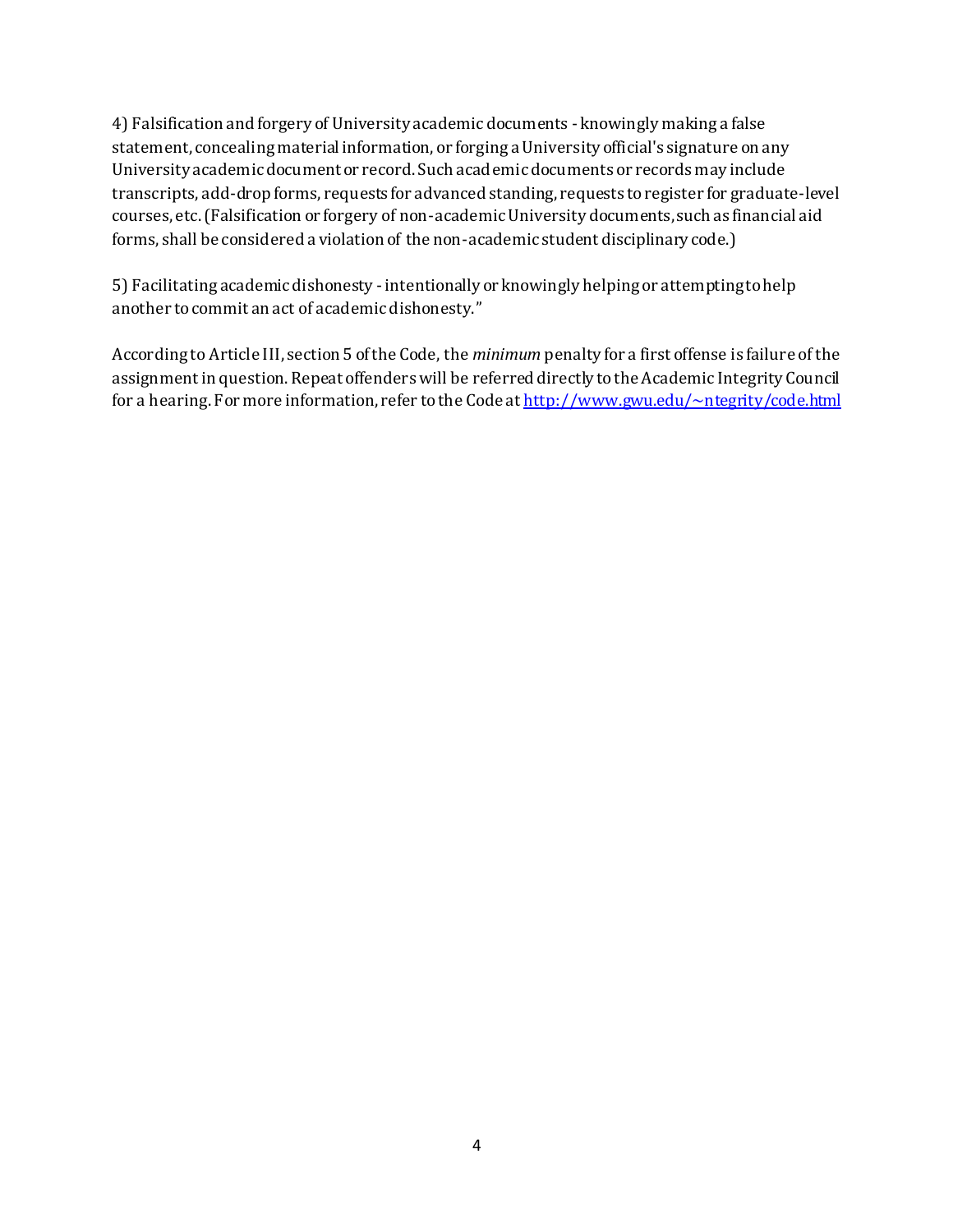4) Falsification and forgery of University academic documents - knowingly making a false statement, concealing material information, or forging a University official's signature on any University academic document or record. Such academic documents or records may include transcripts, add-drop forms, requests for advanced standing, requests to register for graduate-level courses, etc. (Falsification or forgery of non-academic University documents, such as financial aid forms, shall be considered a violation of the non-academic student disciplinary code.)

5) Facilitating academic dishonesty - intentionally or knowingly helping or attempting to help another to commit an act of academic dishonesty."

According to Article III, section 5 of the Code, the *minimum* penalty for a first offense is failure of the assignment in question. Repeat offenders will be referred directly to the Academic Integrity Council for a hearing. For more information, refer to the Code at [http://www.gwu.edu/~ntegrity/code.html](http://www.gwu.edu/~ntegrity/code.html)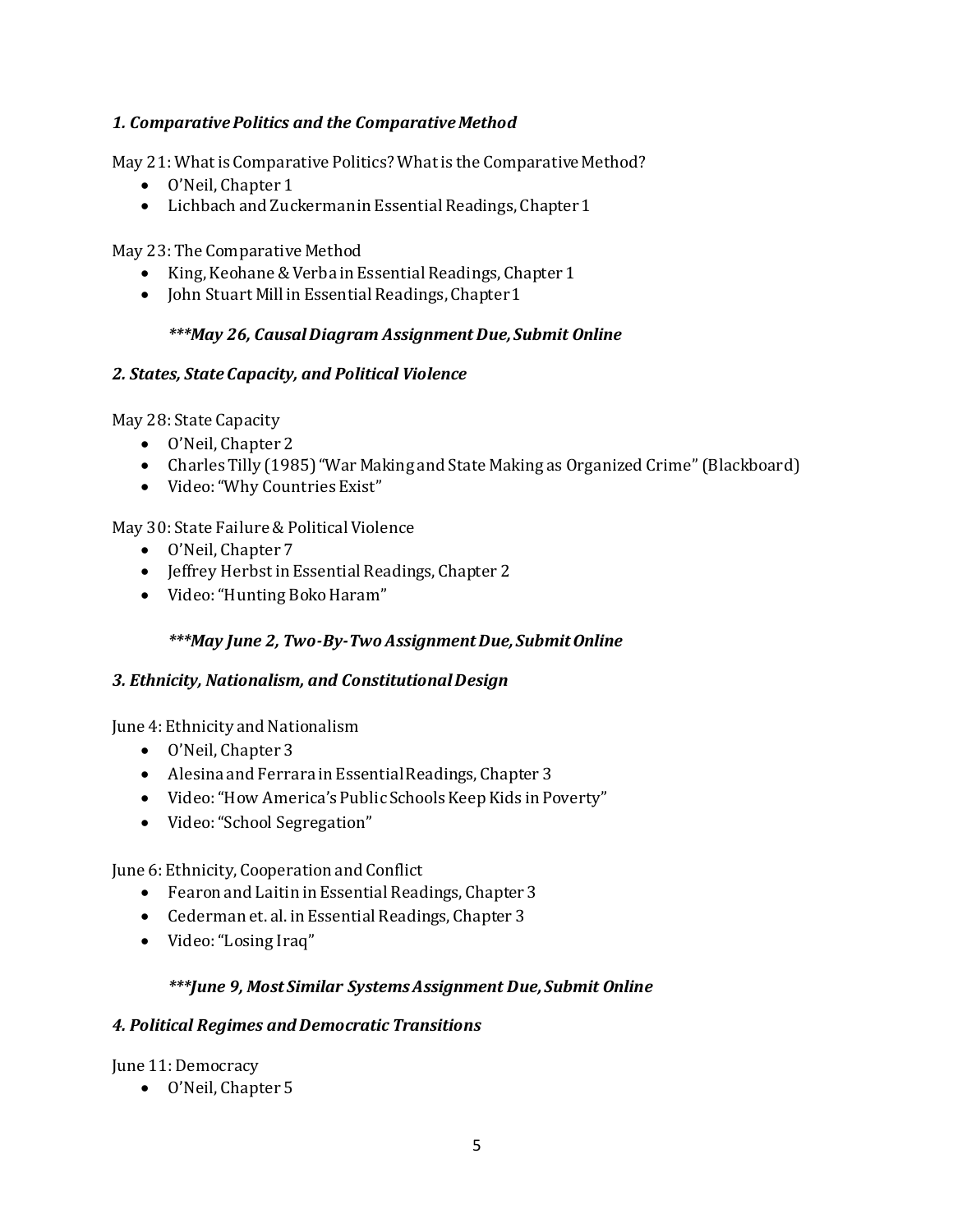### *1. Comparative Politics and the Comparative Method*

May 21: What is Comparative Politics? What is the Comparative Method?

- O'Neil, Chapter 1
- Lichbach and Zuckerman in Essential Readings, Chapter 1

May 23: The Comparative Method

- King, Keohane & Verba in Essential Readings, Chapter 1
- John Stuart Mill in Essential Readings, Chapter 1

> ***\*\*\*May 26, Causal Diagram Assignment Due, Submit Online***

### *2. States, State Capacity, and Political Violence*

May 28: State Capacity

- O'Neil, Chapter 2
- Charles Tilly (1985) "War Making and State Making as Organized Crime" (Blackboard)
- Video: "Why Countries Exist"

May 30: State Failure & Political Violence

- O'Neil, Chapter 7
- Jeffrey Herbst in Essential Readings, Chapter 2
- Video: "Hunting Boko Haram"

> ***\*\*\*May June 2, Two-By-Two Assignment Due, Submit Online***

### *3. Ethnicity, Nationalism, and Constitutional Design*

June 4: Ethnicity and Nationalism

- O'Neil, Chapter 3
- Alesina and Ferrara in Essential Readings, Chapter 3
- Video: "How America's Public Schools Keep Kids in Poverty"
- Video: "School Segregation"

June 6: Ethnicity, Cooperation and Conflict

- Fearon and Laitin in Essential Readings, Chapter 3
- Cederman et. al. in Essential Readings, Chapter 3
- Video: "Losing Iraq"

> ***\*\*\*June 9, Most Similar Systems Assignment Due, Submit Online***

### *4. Political Regimes and Democratic Transitions*

June 11: Democracy

- O'Neil, Chapter 5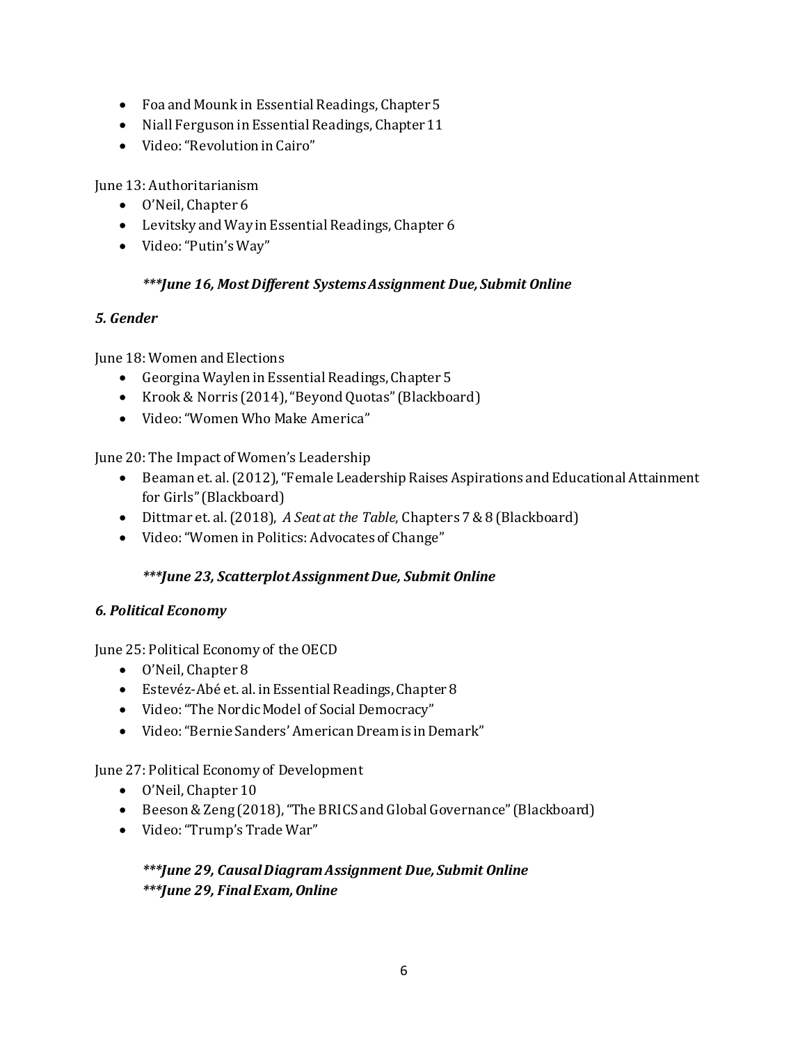- Foa and Mounk in Essential Readings, Chapter 5
- Niall Ferguson in Essential Readings, Chapter 11
- Video: "Revolution in Cairo"

June 13: Authoritarianism

- O'Neil, Chapter 6
- Levitsky and Way in Essential Readings, Chapter 6
- Video: "Putin's Way"

***\*\*\*June 16, Most Different Systems Assignment Due, Submit Online***

### *5. Gender*

June 18: Women and Elections

- Georgina Waylen in Essential Readings, Chapter 5
- Krook & Norris (2014), "Beyond Quotas" (Blackboard)
- Video: "Women Who Make America"

June 20: The Impact of Women's Leadership

- Beaman et. al. (2012), "Female Leadership Raises Aspirations and Educational Attainment for Girls" (Blackboard)
- Dittmar et. al. (2018), *A Seat at the Table*, Chapters 7 & 8 (Blackboard)
- Video: "Women in Politics: Advocates of Change"

***\*\*\*June 23, Scatterplot Assignment Due, Submit Online***

### *6. Political Economy*

June 25: Political Economy of the OECD

- O'Neil, Chapter 8
- Estevéz-Abé et. al. in Essential Readings, Chapter 8
- Video: "The Nordic Model of Social Democracy"
- Video: "Bernie Sanders' American Dream is in Demark"

June 27: Political Economy of Development

- O'Neil, Chapter 10
- Beeson & Zeng (2018), "The BRICS and Global Governance" (Blackboard)
- Video: "Trump's Trade War"

***\*\*\*June 29, Causal Diagram Assignment Due, Submit Online***
***\*\*\*June 29, Final Exam, Online***